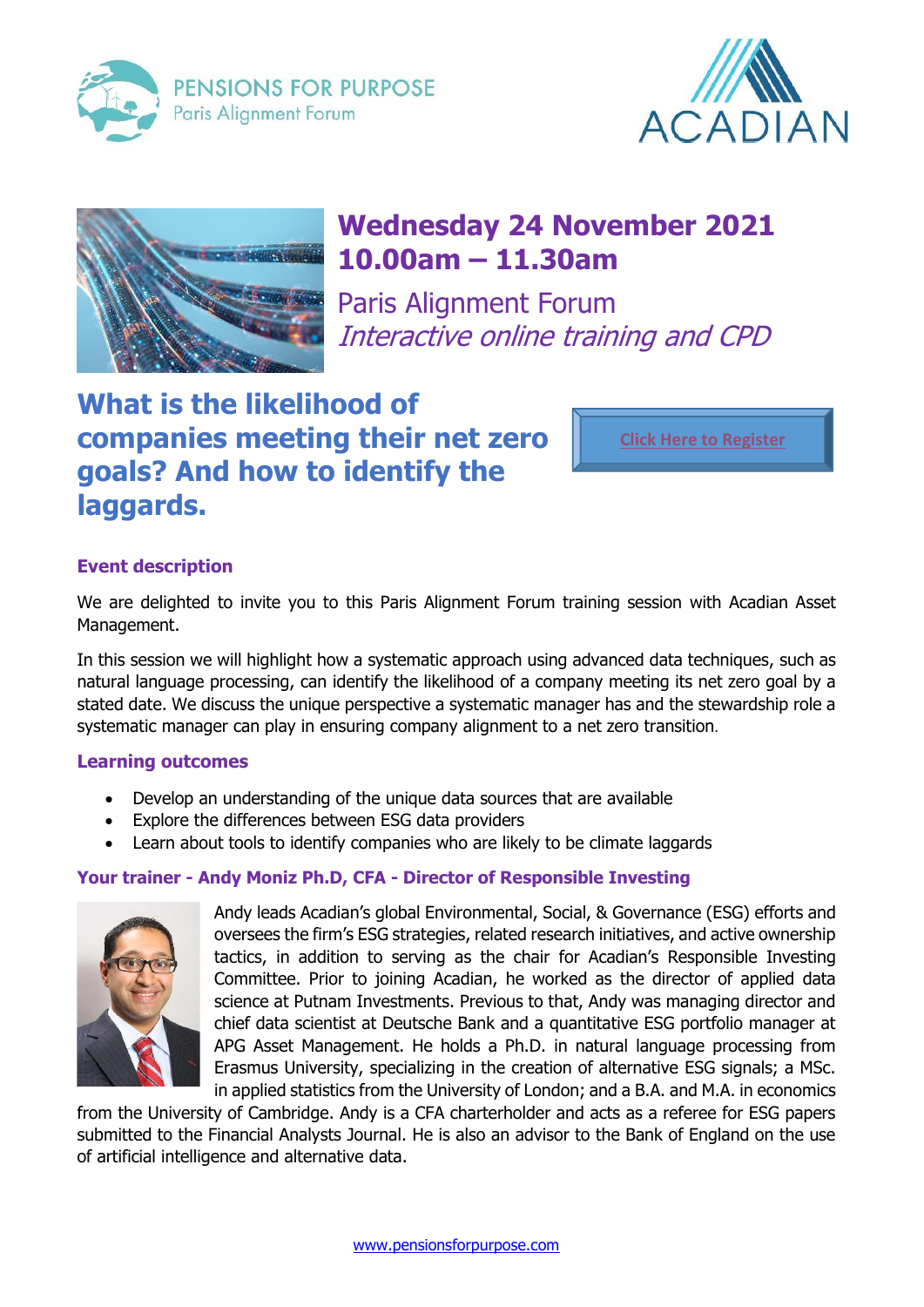PENSIONS FOR PURPOSE
Paris Alignment Forum

ACADIAN

## Wednesday 24 November 2021
## 10.00am – 11.30am

Paris Alignment Forum
*Interactive online training and CPD*

# What is the likelihood of companies meeting their net zero goals? And how to identify the laggards.

Click Here to Register

### Event description

We are delighted to invite you to this Paris Alignment Forum training session with Acadian Asset Management.

In this session we will highlight how a systematic approach using advanced data techniques, such as natural language processing, can identify the likelihood of a company meeting its net zero goal by a stated date. We discuss the unique perspective a systematic manager has and the stewardship role a systematic manager can play in ensuring company alignment to a net zero transition.

### Learning outcomes

- Develop an understanding of the unique data sources that are available
- Explore the differences between ESG data providers
- Learn about tools to identify companies who are likely to be climate laggards

### Your trainer - Andy Moniz Ph.D, CFA - Director of Responsible Investing

Andy leads Acadian's global Environmental, Social, & Governance (ESG) efforts and oversees the firm's ESG strategies, related research initiatives, and active ownership tactics, in addition to serving as the chair for Acadian's Responsible Investing Committee. Prior to joining Acadian, he worked as the director of applied data science at Putnam Investments. Previous to that, Andy was managing director and chief data scientist at Deutsche Bank and a quantitative ESG portfolio manager at APG Asset Management. He holds a Ph.D. in natural language processing from Erasmus University, specializing in the creation of alternative ESG signals; a MSc. in applied statistics from the University of London; and a B.A. and M.A. in economics from the University of Cambridge. Andy is a CFA charterholder and acts as a referee for ESG papers submitted to the Financial Analysts Journal. He is also an advisor to the Bank of England on the use of artificial intelligence and alternative data.

www.pensionsforpurpose.com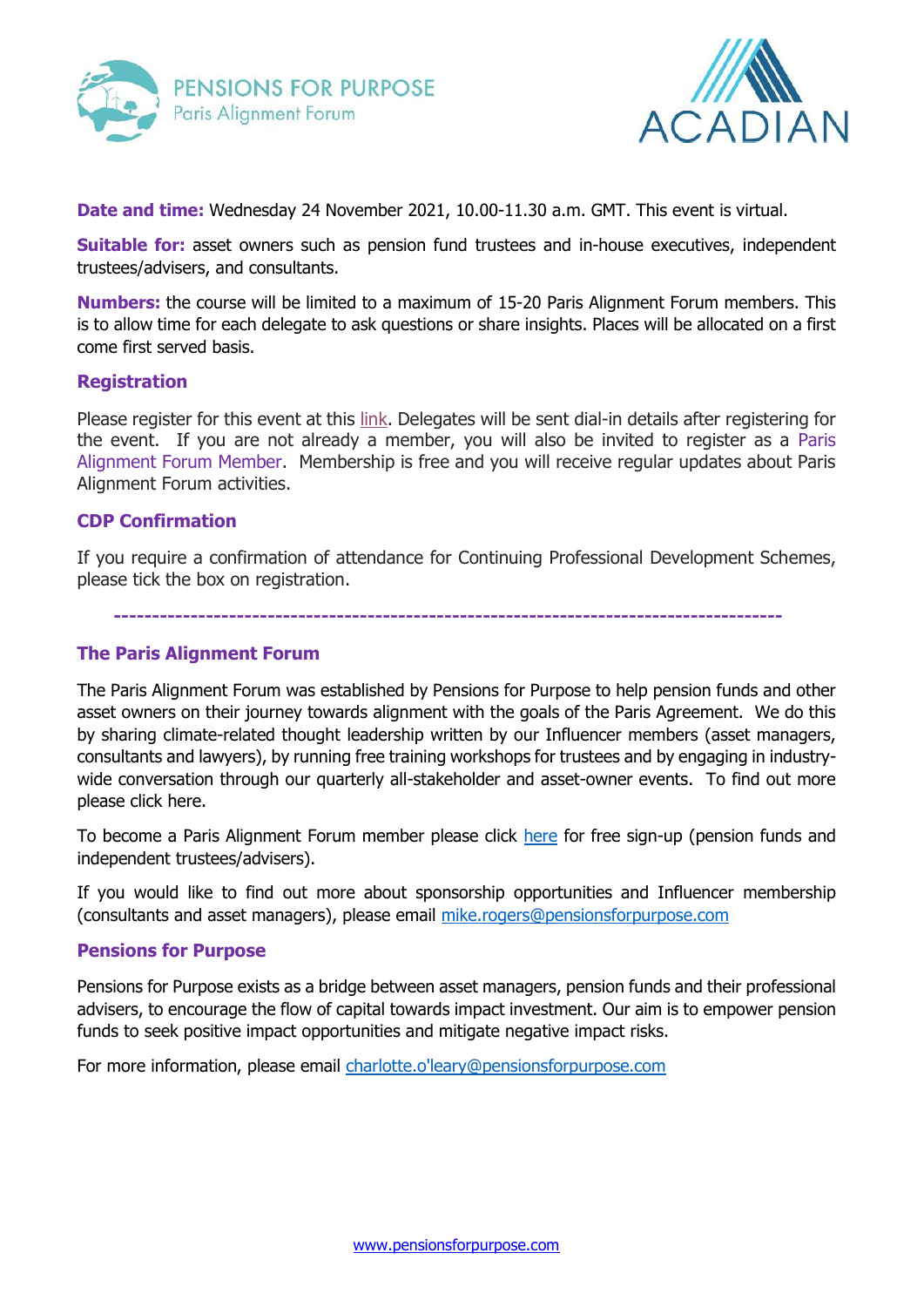**Date and time:** Wednesday 24 November 2021, 10.00-11.30 a.m. GMT. This event is virtual.

**Suitable for:** asset owners such as pension fund trustees and in-house executives, independent trustees/advisers, and consultants.

**Numbers:** the course will be limited to a maximum of 15-20 Paris Alignment Forum members. This is to allow time for each delegate to ask questions or share insights. Places will be allocated on a first come first served basis.

## Registration

Please register for this event at this link. Delegates will be sent dial-in details after registering for the event. If you are not already a member, you will also be invited to register as a Paris Alignment Forum Member. Membership is free and you will receive regular updates about Paris Alignment Forum activities.

## CDP Confirmation

If you require a confirmation of attendance for Continuing Professional Development Schemes, please tick the box on registration.

---

## The Paris Alignment Forum

The Paris Alignment Forum was established by Pensions for Purpose to help pension funds and other asset owners on their journey towards alignment with the goals of the Paris Agreement. We do this by sharing climate-related thought leadership written by our Influencer members (asset managers, consultants and lawyers), by running free training workshops for trustees and by engaging in industry-wide conversation through our quarterly all-stakeholder and asset-owner events. To find out more please click here.

To become a Paris Alignment Forum member please click here for free sign-up (pension funds and independent trustees/advisers).

If you would like to find out more about sponsorship opportunities and Influencer membership (consultants and asset managers), please email mike.rogers@pensionsforpurpose.com

## Pensions for Purpose

Pensions for Purpose exists as a bridge between asset managers, pension funds and their professional advisers, to encourage the flow of capital towards impact investment. Our aim is to empower pension funds to seek positive impact opportunities and mitigate negative impact risks.

For more information, please email charlotte.o'leary@pensionsforpurpose.com

www.pensionsforpurpose.com